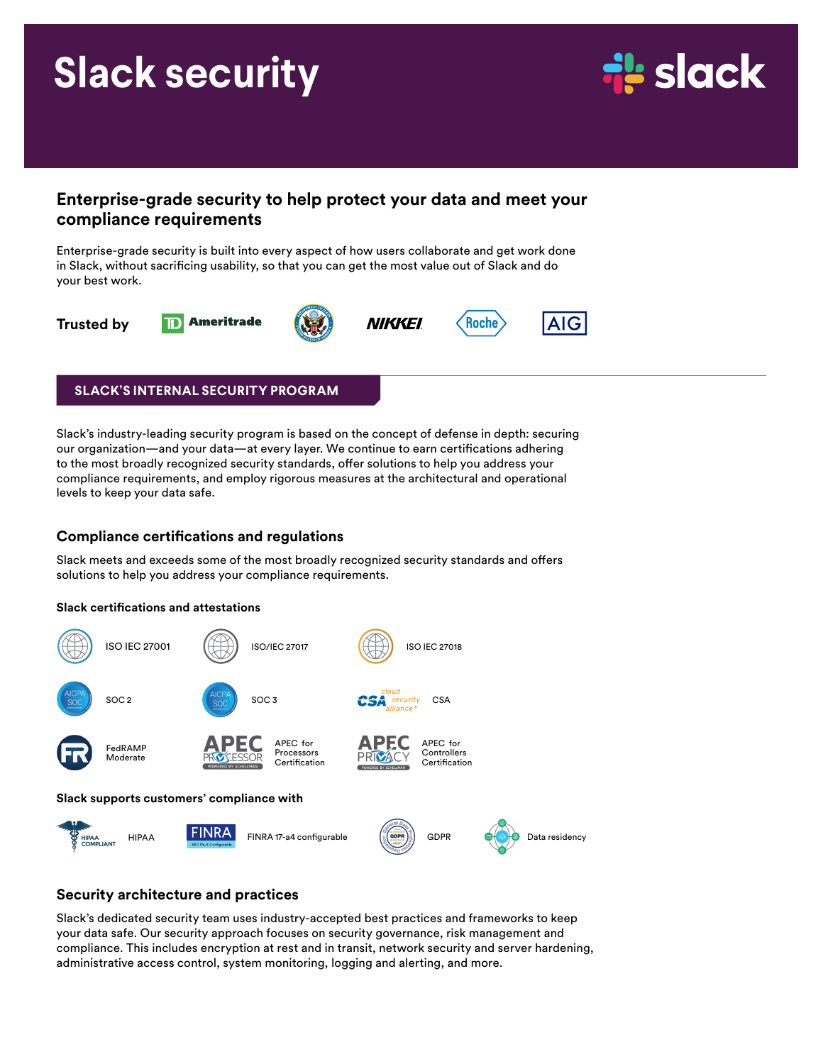# Slack security

## Enterprise-grade security to help protect your data and meet your compliance requirements

Enterprise-grade security is built into every aspect of how users collaborate and get work done in Slack, without sacrificing usability, so that you can get the most value out of Slack and do your best work.

**Trusted by** Ameritrade, NIKKEI, Roche, AIG

## SLACK'S INTERNAL SECURITY PROGRAM

Slack's industry-leading security program is based on the concept of defense in depth: securing our organization—and your data—at every layer. We continue to earn certifications adhering to the most broadly recognized security standards, offer solutions to help you address your compliance requirements, and employ rigorous measures at the architectural and operational levels to keep your data safe.

### Compliance certifications and regulations

Slack meets and exceeds some of the most broadly recognized security standards and offers solutions to help you address your compliance requirements.

**Slack certifications and attestations**

- ISO IEC 27001
- ISO/IEC 27017
- ISO IEC 27018
- SOC 2
- SOC 3
- CSA
- FedRAMP Moderate
- APEC for Processors Certification
- APEC for Controllers Certification

**Slack supports customers' compliance with**

- HIPAA
- FINRA 17-a4 configurable
- GDPR
- Data residency

### Security architecture and practices

Slack's dedicated security team uses industry-accepted best practices and frameworks to keep your data safe. Our security approach focuses on security governance, risk management and compliance. This includes encryption at rest and in transit, network security and server hardening, administrative access control, system monitoring, logging and alerting, and more.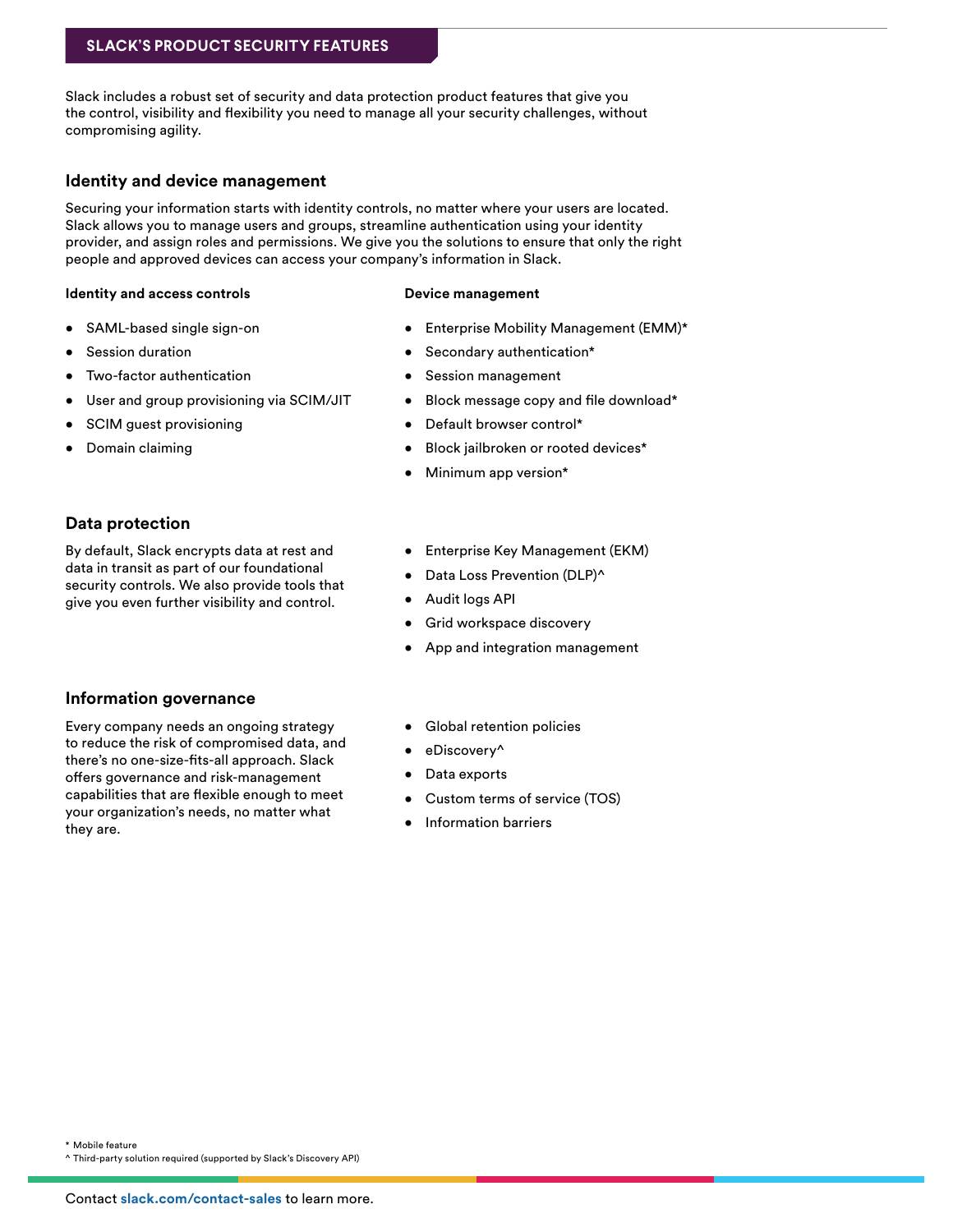## SLACK'S PRODUCT SECURITY FEATURES

Slack includes a robust set of security and data protection product features that give you the control, visibility and flexibility you need to manage all your security challenges, without compromising agility.

### Identity and device management

Securing your information starts with identity controls, no matter where your users are located. Slack allows you to manage users and groups, streamline authentication using your identity provider, and assign roles and permissions. We give you the solutions to ensure that only the right people and approved devices can access your company's information in Slack.

#### Identity and access controls

- SAML-based single sign-on
- Session duration
- Two-factor authentication
- User and group provisioning via SCIM/JIT
- SCIM guest provisioning
- Domain claiming

#### Device management

- Enterprise Mobility Management (EMM)*
- Secondary authentication*
- Session management
- Block message copy and file download*
- Default browser control*
- Block jailbroken or rooted devices*
- Minimum app version*

### Data protection

By default, Slack encrypts data at rest and data in transit as part of our foundational security controls. We also provide tools that give you even further visibility and control.

- Enterprise Key Management (EKM)
- Data Loss Prevention (DLP)^
- Audit logs API
- Grid workspace discovery
- App and integration management

### Information governance

Every company needs an ongoing strategy to reduce the risk of compromised data, and there's no one-size-fits-all approach. Slack offers governance and risk-management capabilities that are flexible enough to meet your organization's needs, no matter what they are.

- Global retention policies
- eDiscovery^
- Data exports
- Custom terms of service (TOS)
- Information barriers

\* Mobile feature
^ Third-party solution required (supported by Slack's Discovery API)

Contact **slack.com/contact-sales** to learn more.